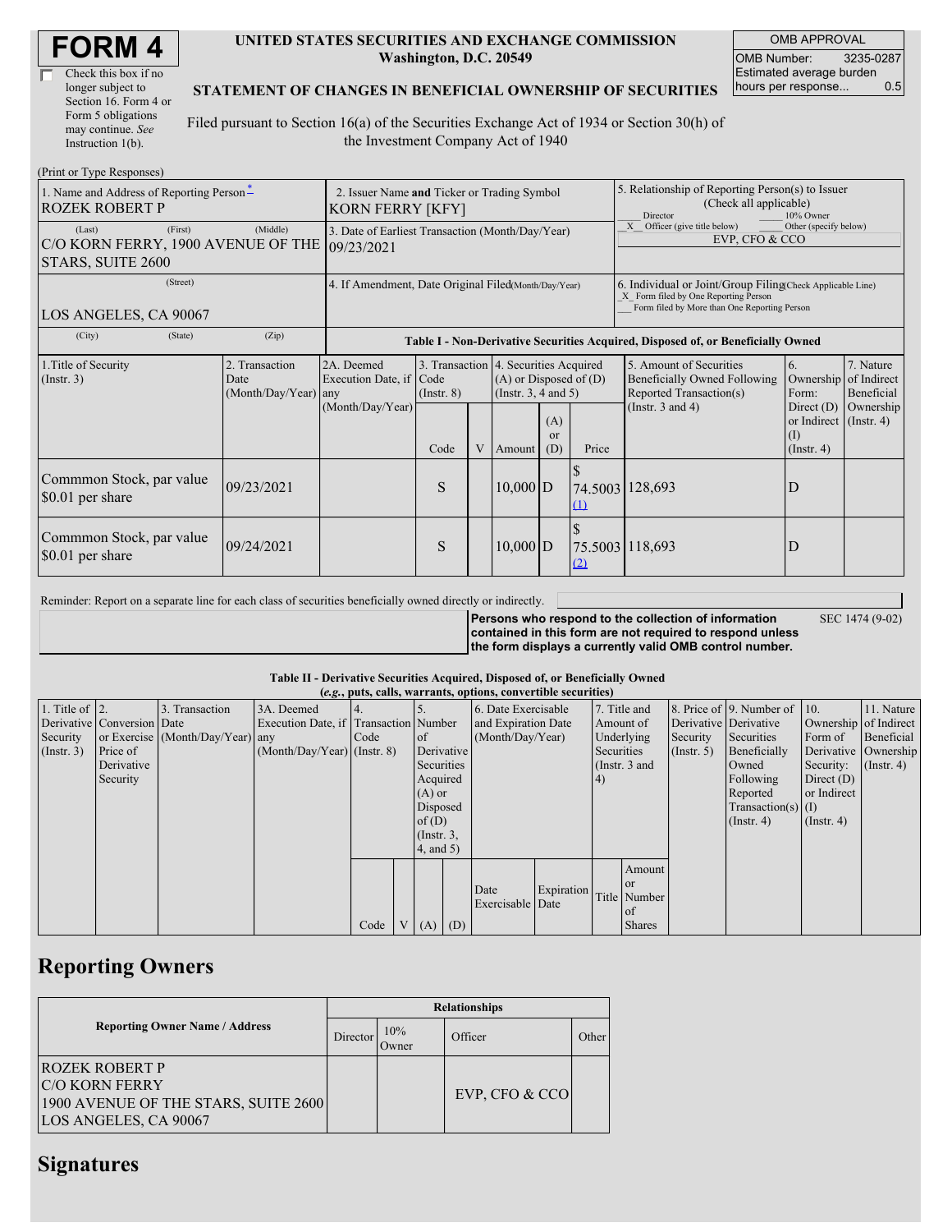# FORM 4

☐ Check this box if no longer subject to Section 16. Form 4 or Form 5 obligations may continue. *See* Instruction 1(b).

**UNITED STATES SECURITIES AND EXCHANGE COMMISSION**
**Washington, D.C. 20549**

**STATEMENT OF CHANGES IN BENEFICIAL OWNERSHIP OF SECURITIES**

Filed pursuant to Section 16(a) of the Securities Exchange Act of 1934 or Section 30(h) of the Investment Company Act of 1940

| OMB APPROVAL | |
|---|---|
| OMB Number: | 3235-0287 |
| Estimated average burden hours per response... | 0.5 |

(Print or Type Responses)

| 1. Name and Address of Reporting Person* | 2. Issuer Name and Ticker or Trading Symbol | 5. Relationship of Reporting Person(s) to Issuer (Check all applicable) |
|---|---|---|
| ROZEK ROBERT P | KORN FERRY [KFY] | ___ Director ___ 10% Owner _X_ Officer (give title below) ___ Other (specify below) |
| (Last) (First) (Middle) C/O KORN FERRY, 1900 AVENUE OF THE STARS, SUITE 2600 | 3. Date of Earliest Transaction (Month/Day/Year) 09/23/2021 | EVP, CFO & CCO |
| (Street) LOS ANGELES, CA 90067 | 4. If Amendment, Date Original Filed (Month/Day/Year) | 6. Individual or Joint/Group Filing (Check Applicable Line) _X_ Form filed by One Reporting Person ___ Form filed by More than One Reporting Person |
| (City) (State) (Zip) | | |

**Table I - Non-Derivative Securities Acquired, Disposed of, or Beneficially Owned**

| 1.Title of Security (Instr. 3) | 2. Transaction Date (Month/Day/Year) | 2A. Deemed Execution Date, if any (Month/Day/Year) | 3. Transaction Code (Instr. 8) | | 4. Securities Acquired (A) or Disposed of (D) (Instr. 3, 4 and 5) | | | 5. Amount of Securities Beneficially Owned Following Reported Transaction(s) (Instr. 3 and 4) | 6. Ownership Form: Direct (D) or Indirect (I) (Instr. 4) | 7. Nature of Indirect Beneficial Ownership (Instr. 4) |
|---|---|---|---|---|---|---|---|---|---|---|
| | | | Code | V | Amount | (A) or (D) | Price | | | |
| Commmon Stock, par value $0.01 per share | 09/23/2021 | | S | | 10,000 | D | $ 74.5003 (1) | 128,693 | D | |
| Commmon Stock, par value $0.01 per share | 09/24/2021 | | S | | 10,000 | D | $ 75.5003 (2) | 118,693 | D | |

Reminder: Report on a separate line for each class of securities beneficially owned directly or indirectly.

**Persons who respond to the collection of information contained in this form are not required to respond unless the form displays a currently valid OMB control number.** SEC 1474 (9-02)

**Table II - Derivative Securities Acquired, Disposed of, or Beneficially Owned**
***(e.g., puts, calls, warrants, options, convertible securities)***

| 1. Title of Derivative Security (Instr. 3) | 2. Conversion or Exercise Price of Derivative Security | 3. Transaction Date (Month/Day/Year) | 3A. Deemed Execution Date, if any (Month/Day/Year) | 4. Transaction Code (Instr. 8) | | 5. Number of Derivative Securities Acquired (A) or Disposed of (D) (Instr. 3, 4, and 5) | | 6. Date Exercisable and Expiration Date (Month/Day/Year) | | 7. Title and Amount of Underlying Securities (Instr. 3 and 4) | | 8. Price of Derivative Security (Instr. 5) | 9. Number of Derivative Securities Beneficially Owned Following Reported Transaction(s) (Instr. 4) | 10. Ownership Form of Derivative Security: Direct (D) or Indirect (I) (Instr. 4) | 11. Nature of Indirect Beneficial Ownership (Instr. 4) |
|---|---|---|---|---|---|---|---|---|---|---|---|---|---|---|---|
| | | | | Code | V | (A) | (D) | Date Exercisable | Expiration Date | Title | Amount or Number of Shares | | | | |

## Reporting Owners

| Reporting Owner Name / Address | Relationships | | | |
|---|---|---|---|---|
| | Director | 10% Owner | Officer | Other |
| ROZEK ROBERT P C/O KORN FERRY 1900 AVENUE OF THE STARS, SUITE 2600 LOS ANGELES, CA 90067 | | | EVP, CFO & CCO | |

## Signatures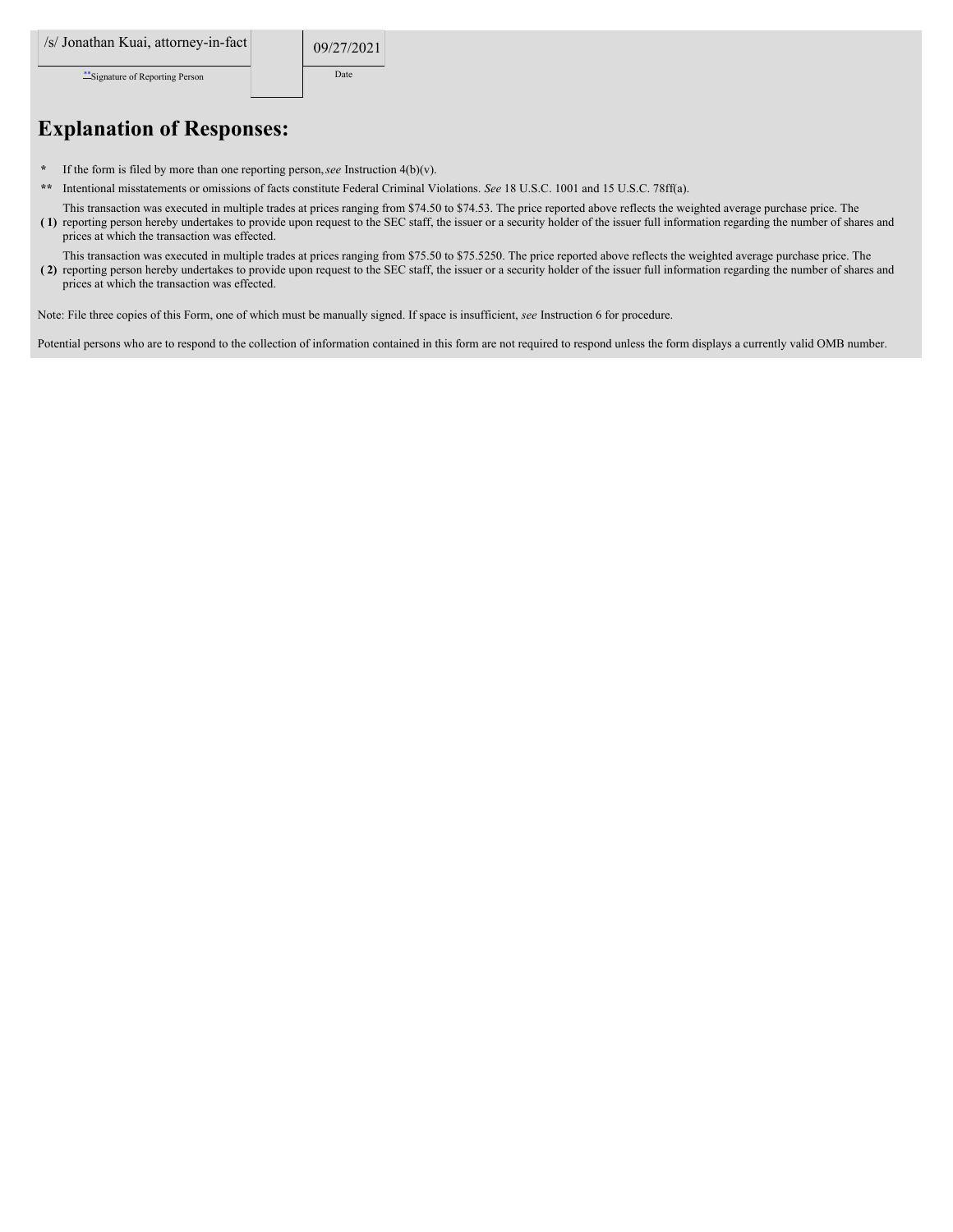| /s/ Jonathan Kuai, attorney-in-fact | | 09/27/2021 |
| --- | --- | --- |
| **Signature of Reporting Person | | Date |

## Explanation of Responses:

\* If the form is filed by more than one reporting person, *see* Instruction 4(b)(v).

\** Intentional misstatements or omissions of facts constitute Federal Criminal Violations. *See* 18 U.S.C. 1001 and 15 U.S.C. 78ff(a).

( 1) This transaction was executed in multiple trades at prices ranging from $74.50 to $74.53. The price reported above reflects the weighted average purchase price. The reporting person hereby undertakes to provide upon request to the SEC staff, the issuer or a security holder of the issuer full information regarding the number of shares and prices at which the transaction was effected.

( 2) This transaction was executed in multiple trades at prices ranging from $75.50 to $75.5250. The price reported above reflects the weighted average purchase price. The reporting person hereby undertakes to provide upon request to the SEC staff, the issuer or a security holder of the issuer full information regarding the number of shares and prices at which the transaction was effected.

Note: File three copies of this Form, one of which must be manually signed. If space is insufficient, *see* Instruction 6 for procedure.

Potential persons who are to respond to the collection of information contained in this form are not required to respond unless the form displays a currently valid OMB number.